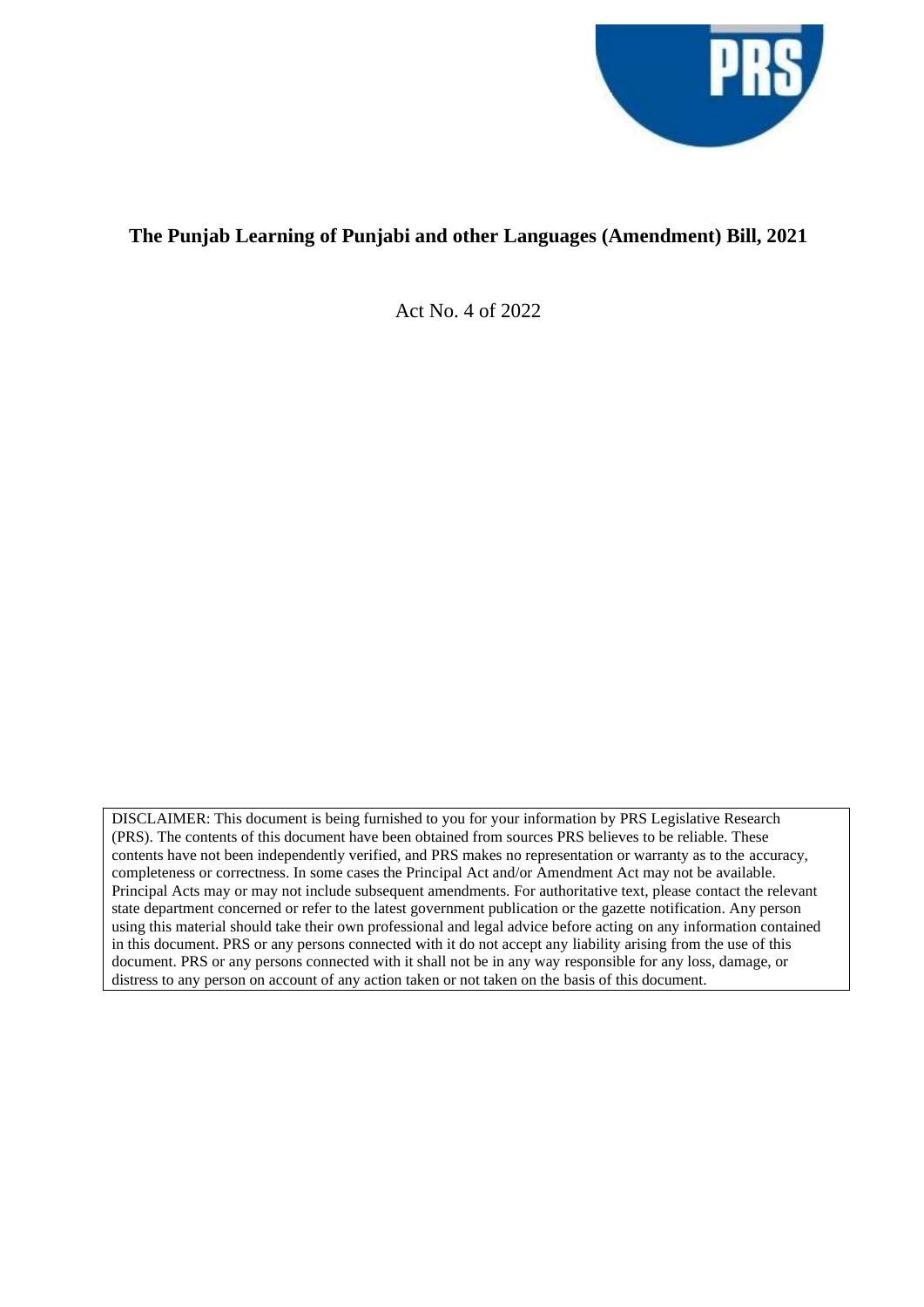# The Punjab Learning of Punjabi and other Languages (Amendment) Bill, 2021

Act No. 4 of 2022

DISCLAIMER: This document is being furnished to you for your information by PRS Legislative Research (PRS). The contents of this document have been obtained from sources PRS believes to be reliable. These contents have not been independently verified, and PRS makes no representation or warranty as to the accuracy, completeness or correctness. In some cases the Principal Act and/or Amendment Act may not be available. Principal Acts may or may not include subsequent amendments. For authoritative text, please contact the relevant state department concerned or refer to the latest government publication or the gazette notification. Any person using this material should take their own professional and legal advice before acting on any information contained in this document. PRS or any persons connected with it do not accept any liability arising from the use of this document. PRS or any persons connected with it shall not be in any way responsible for any loss, damage, or distress to any person on account of any action taken or not taken on the basis of this document.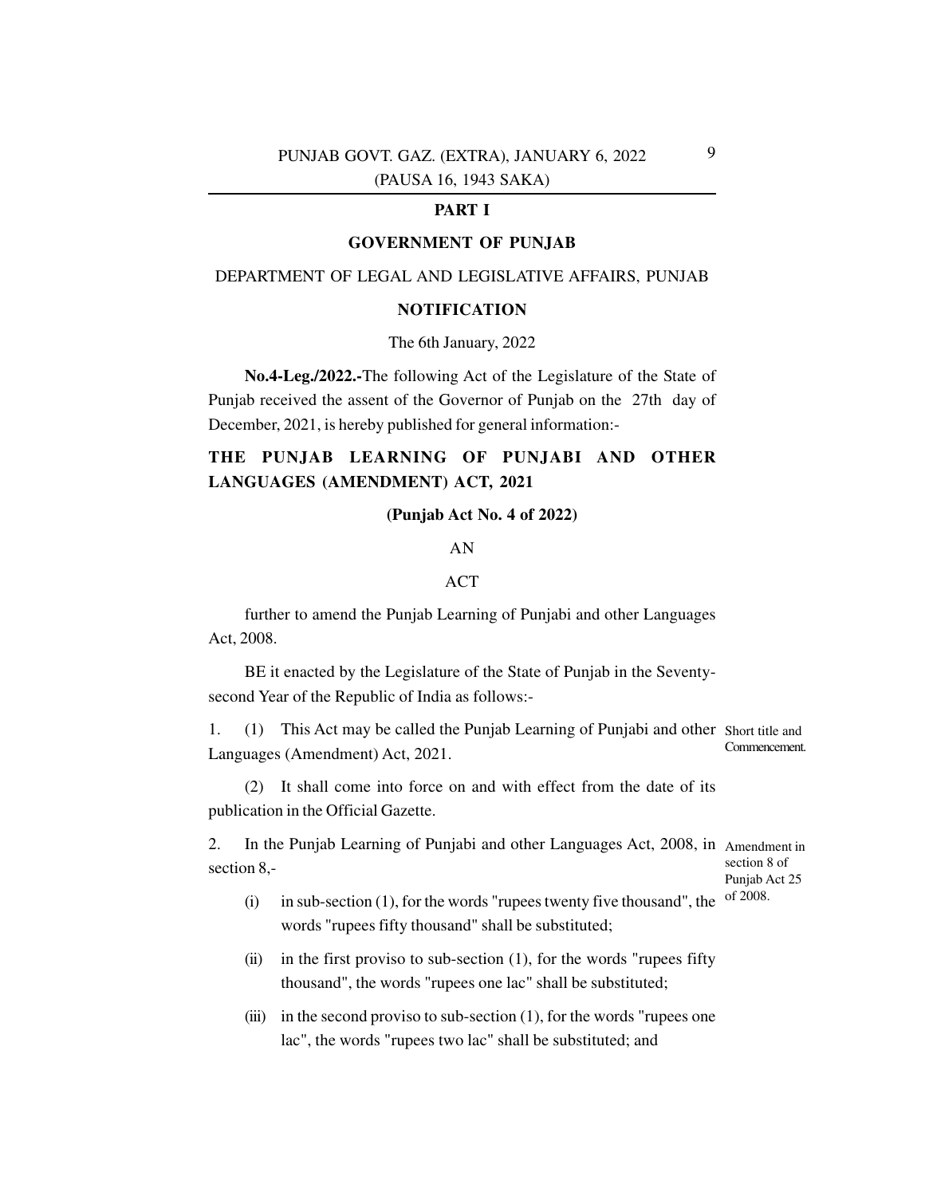## PART I

## GOVERNMENT OF PUNJAB

DEPARTMENT OF LEGAL AND LEGISLATIVE AFFAIRS, PUNJAB

### NOTIFICATION

The 6th January, 2022

**No.4-Leg./2022.-**The following Act of the Legislature of the State of Punjab received the assent of the Governor of Punjab on the 27th day of December, 2021, is hereby published for general information:-

### THE PUNJAB LEARNING OF PUNJABI AND OTHER LANGUAGES (AMENDMENT) ACT, 2021

**(Punjab Act No. 4 of 2022)**

AN

ACT

further to amend the Punjab Learning of Punjabi and other Languages Act, 2008.

BE it enacted by the Legislature of the State of Punjab in the Seventy-second Year of the Republic of India as follows:-

Short title and Commencement.

1. (1) This Act may be called the Punjab Learning of Punjabi and other Languages (Amendment) Act, 2021.

(2) It shall come into force on and with effect from the date of its publication in the Official Gazette.

Amendment in section 8 of Punjab Act 25 of 2008.

2. In the Punjab Learning of Punjabi and other Languages Act, 2008, in section 8,-

(i) in sub-section (1), for the words "rupees twenty five thousand", the words "rupees fifty thousand" shall be substituted;

(ii) in the first proviso to sub-section (1), for the words "rupees fifty thousand", the words "rupees one lac" shall be substituted;

(iii) in the second proviso to sub-section (1), for the words "rupees one lac", the words "rupees two lac" shall be substituted; and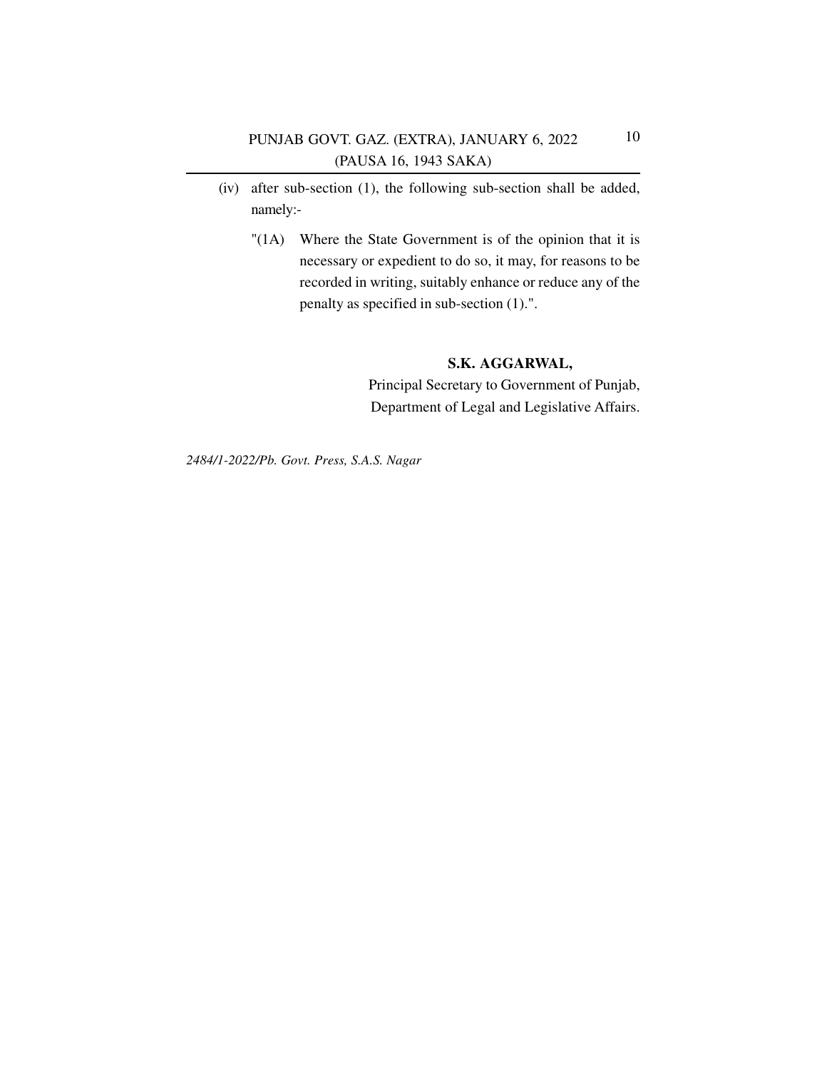(iv) after sub-section (1), the following sub-section shall be added, namely:-

"(1A) Where the State Government is of the opinion that it is necessary or expedient to do so, it may, for reasons to be recorded in writing, suitably enhance or reduce any of the penalty as specified in sub-section (1).".

**S.K. AGGARWAL,**
Principal Secretary to Government of Punjab,
Department of Legal and Legislative Affairs.

*2484/1-2022/Pb. Govt. Press, S.A.S. Nagar*